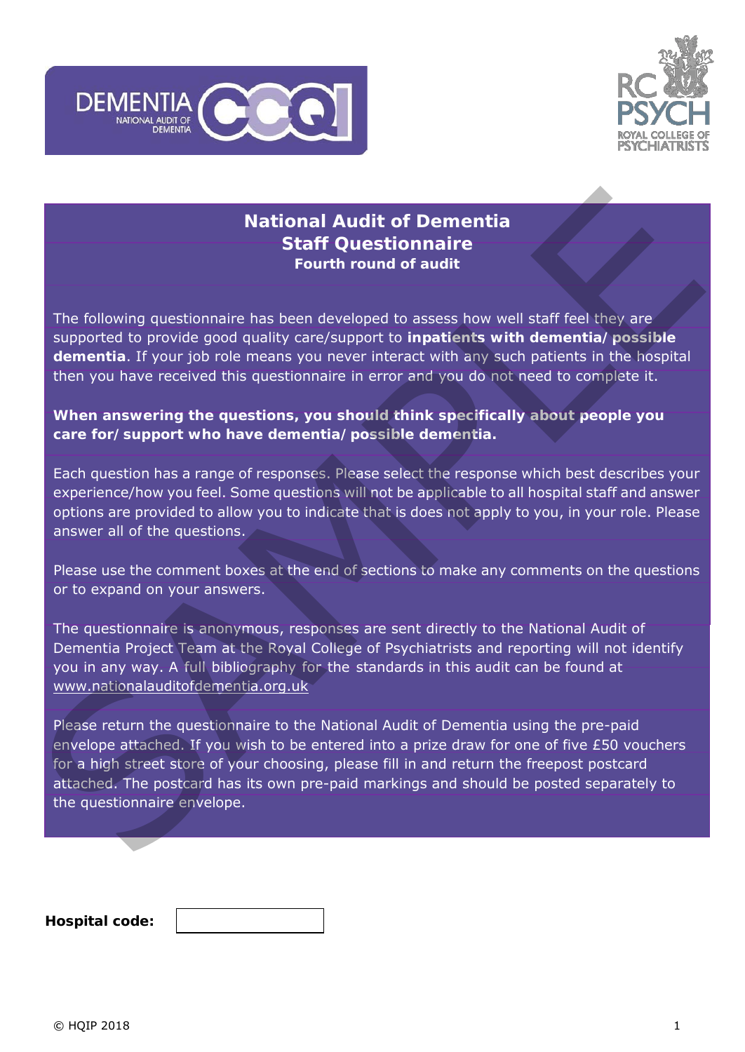DEMENTIA NATIONAL AUDIT OF DEMENTIA CCQI

RC PSYCH ROYAL COLLEGE OF PSYCHIATRISTS

# National Audit of Dementia
## Staff Questionnaire
### Fourth round of audit

The following questionnaire has been developed to assess how well staff feel they are supported to provide good quality care/support to **inpatients with dementia/ possible dementia**. If your job role means you never interact with any such patients in the hospital then you have received this questionnaire in error and you do not need to complete it.

**When answering the questions, you should think specifically about people you care for/ support who have dementia/ possible dementia.**

Each question has a range of responses. Please select the response which best describes your experience/how you feel. Some questions will not be applicable to all hospital staff and answer options are provided to allow you to indicate that is does not apply to you, in your role. Please answer all of the questions.

Please use the comment boxes at the end of sections to make any comments on the questions or to expand on your answers.

The questionnaire is anonymous, responses are sent directly to the National Audit of Dementia Project Team at the Royal College of Psychiatrists and reporting will not identify you in any way. A full bibliography for the standards in this audit can be found at www.nationalauditofdementia.org.uk

Please return the questionnaire to the National Audit of Dementia using the pre-paid envelope attached. If you wish to be entered into a prize draw for one of five £50 vouchers for a high street store of your choosing, please fill in and return the freepost postcard attached. The postcard has its own pre-paid markings and should be posted separately to the questionnaire envelope.

SAMPLE

**Hospital code:** ____________

© HQIP 2018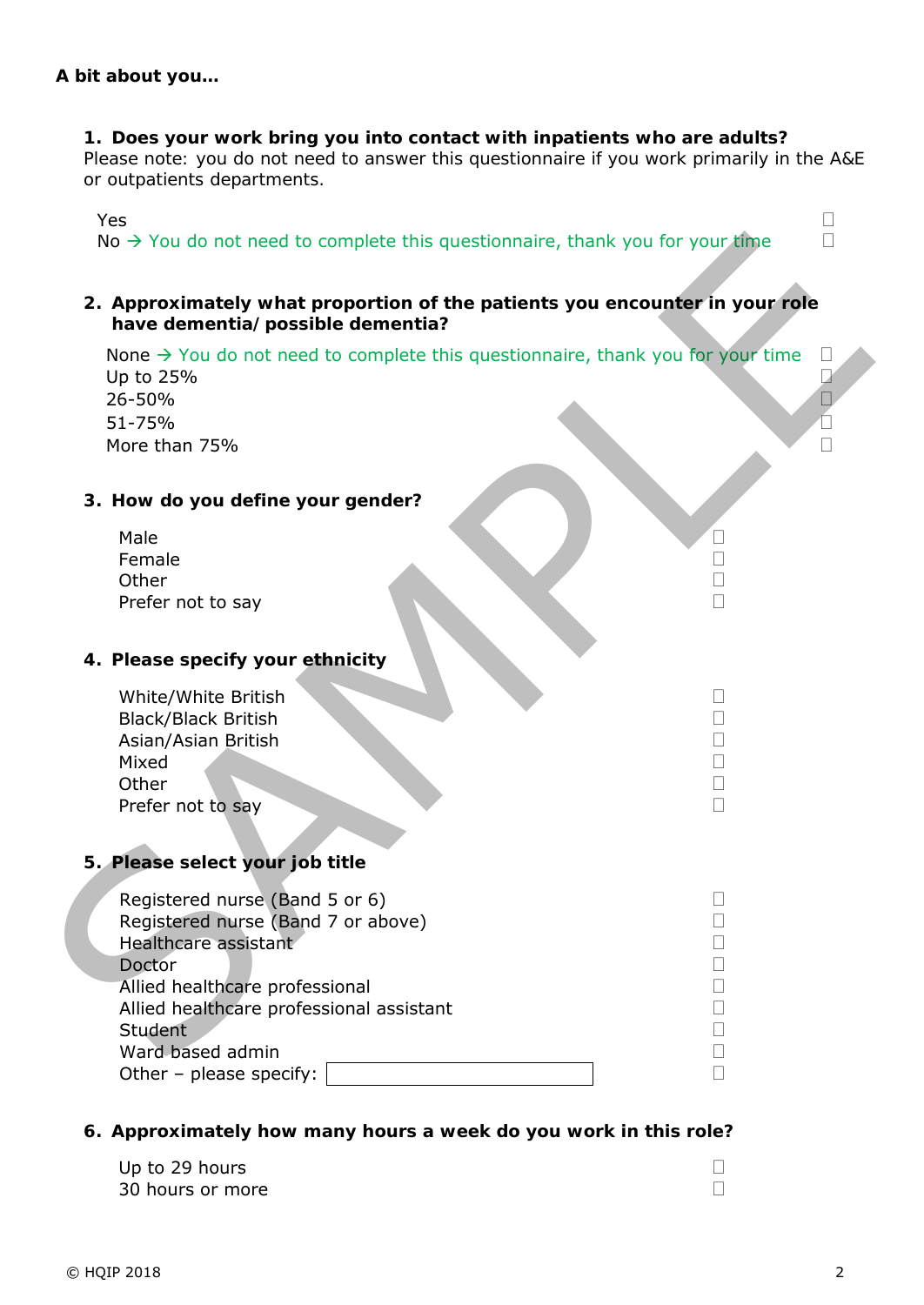**A bit about you…**

**1. Does your work bring you into contact with inpatients who are adults?**
Please note: you do not need to answer this questionnaire if you work primarily in the A&E or outpatients departments.

- Yes ☐
- No → You do not need to complete this questionnaire, thank you for your time ☐

**2. Approximately what proportion of the patients you encounter in your role have dementia/ possible dementia?**

- None → You do not need to complete this questionnaire, thank you for your time ☐
- Up to 25% ☐
- 26-50% ☐
- 51-75% ☐
- More than 75% ☐

**3. How do you define your gender?**

- Male ☐
- Female ☐
- Other ☐
- Prefer not to say ☐

**4. Please specify your ethnicity**

- White/White British ☐
- Black/Black British ☐
- Asian/Asian British ☐
- Mixed ☐
- Other ☐
- Prefer not to say ☐

**5. Please select your job title**

- Registered nurse (Band 5 or 6) ☐
- Registered nurse (Band 7 or above) ☐
- Healthcare assistant ☐
- Doctor ☐
- Allied healthcare professional ☐
- Allied healthcare professional assistant ☐
- Student ☐
- Ward based admin ☐
- Other – please specify: ________ ☐

**6. Approximately how many hours a week do you work in this role?**

- Up to 29 hours ☐
- 30 hours or more ☐

© HQIP 2018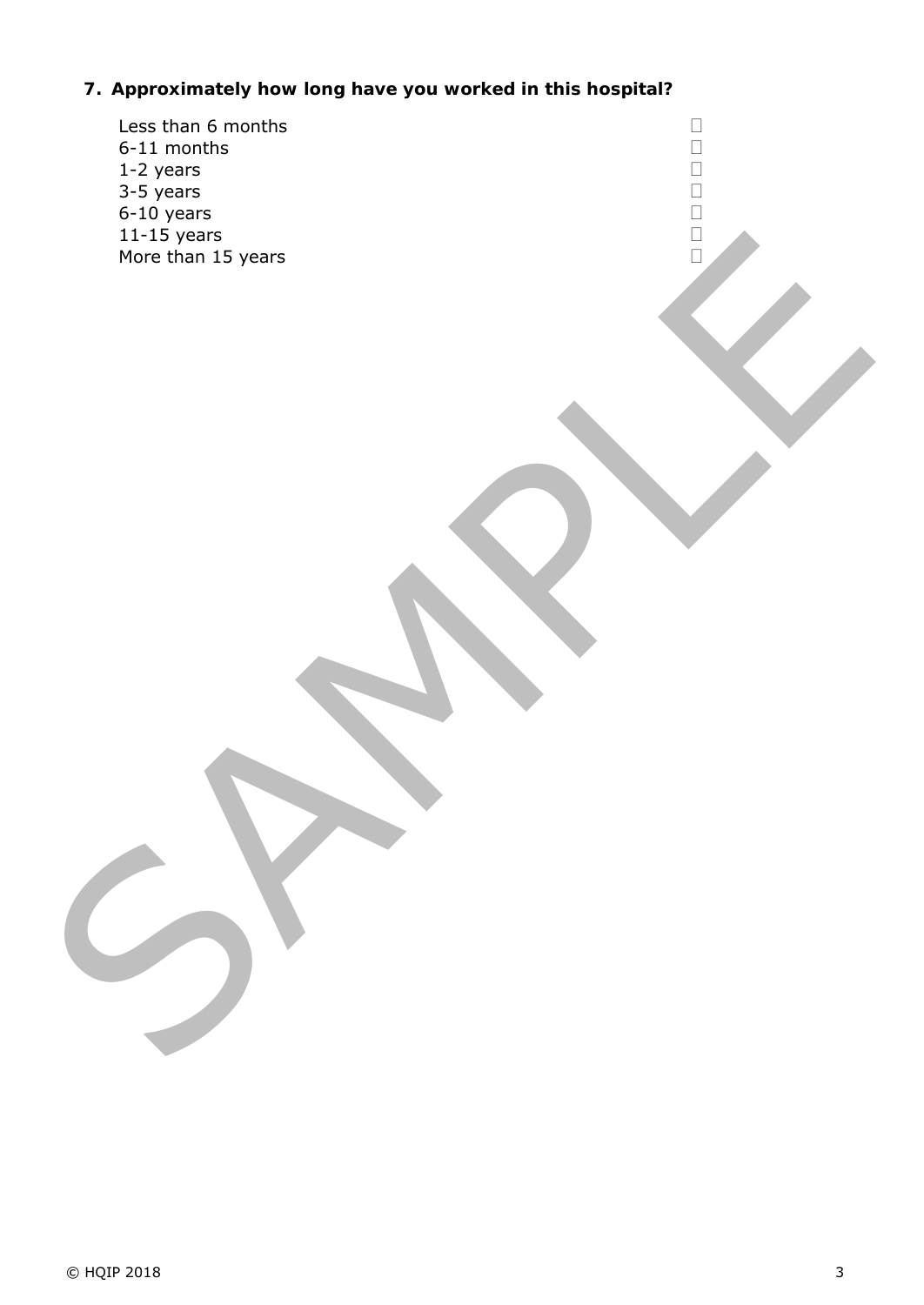**7. Approximately how long have you worked in this hospital?**

- Less than 6 months ☐
- 6-11 months ☐
- 1-2 years ☐
- 3-5 years ☐
- 6-10 years ☐
- 11-15 years ☐
- More than 15 years ☐

© HQIP 2018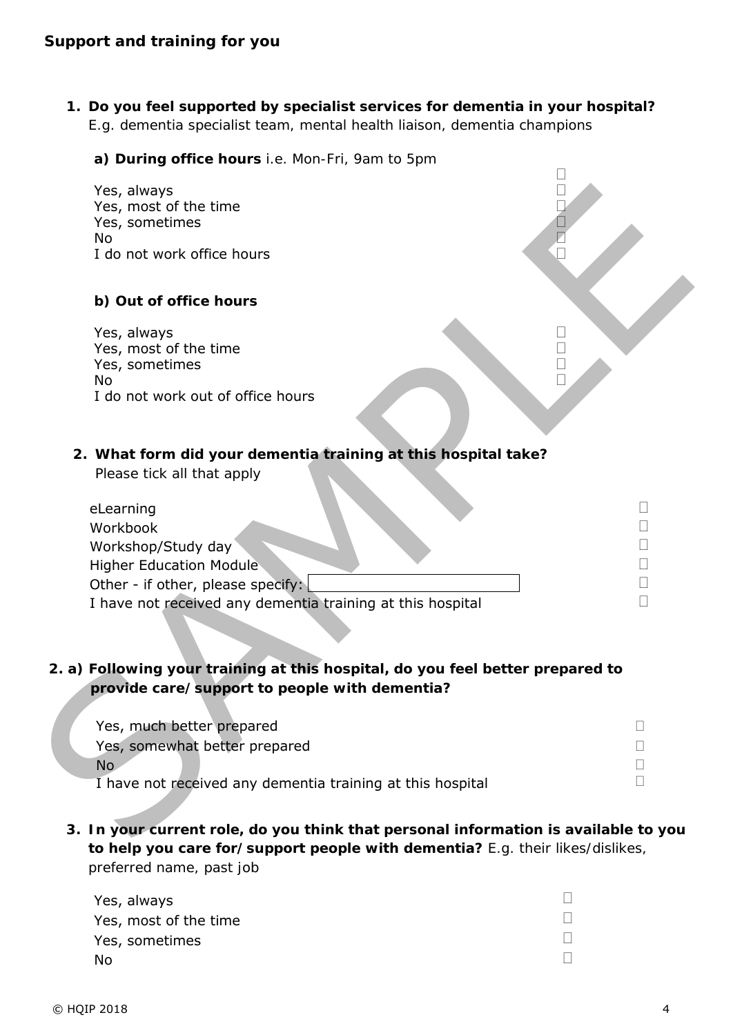## Support and training for you

**1. Do you feel supported by specialist services for dementia in your hospital?**
E.g. dementia specialist team, mental health liaison, dementia champions

**a) During office hours** i.e. Mon-Fri, 9am to 5pm

- Yes, always ☐
- Yes, most of the time ☐
- Yes, sometimes ☐
- No ☐
- I do not work office hours ☐

**b) Out of office hours**

- Yes, always ☐
- Yes, most of the time ☐
- Yes, sometimes ☐
- No ☐
- I do not work out of office hours

**2. What form did your dementia training at this hospital take?**
Please tick all that apply

- eLearning ☐
- Workbook ☐
- Workshop/Study day ☐
- Higher Education Module ☐
- Other - if other, please specify: ____________ ☐
- I have not received any dementia training at this hospital ☐

**2. a) Following your training at this hospital, do you feel better prepared to provide care/support to people with dementia?**

- Yes, much better prepared ☐
- Yes, somewhat better prepared ☐
- No ☐
- I have not received any dementia training at this hospital ☐

**3. In your current role, do you think that personal information is available to you to help you care for/support people with dementia?** E.g. their likes/dislikes, preferred name, past job

- Yes, always ☐
- Yes, most of the time ☐
- Yes, sometimes ☐
- No ☐

© HQIP 2018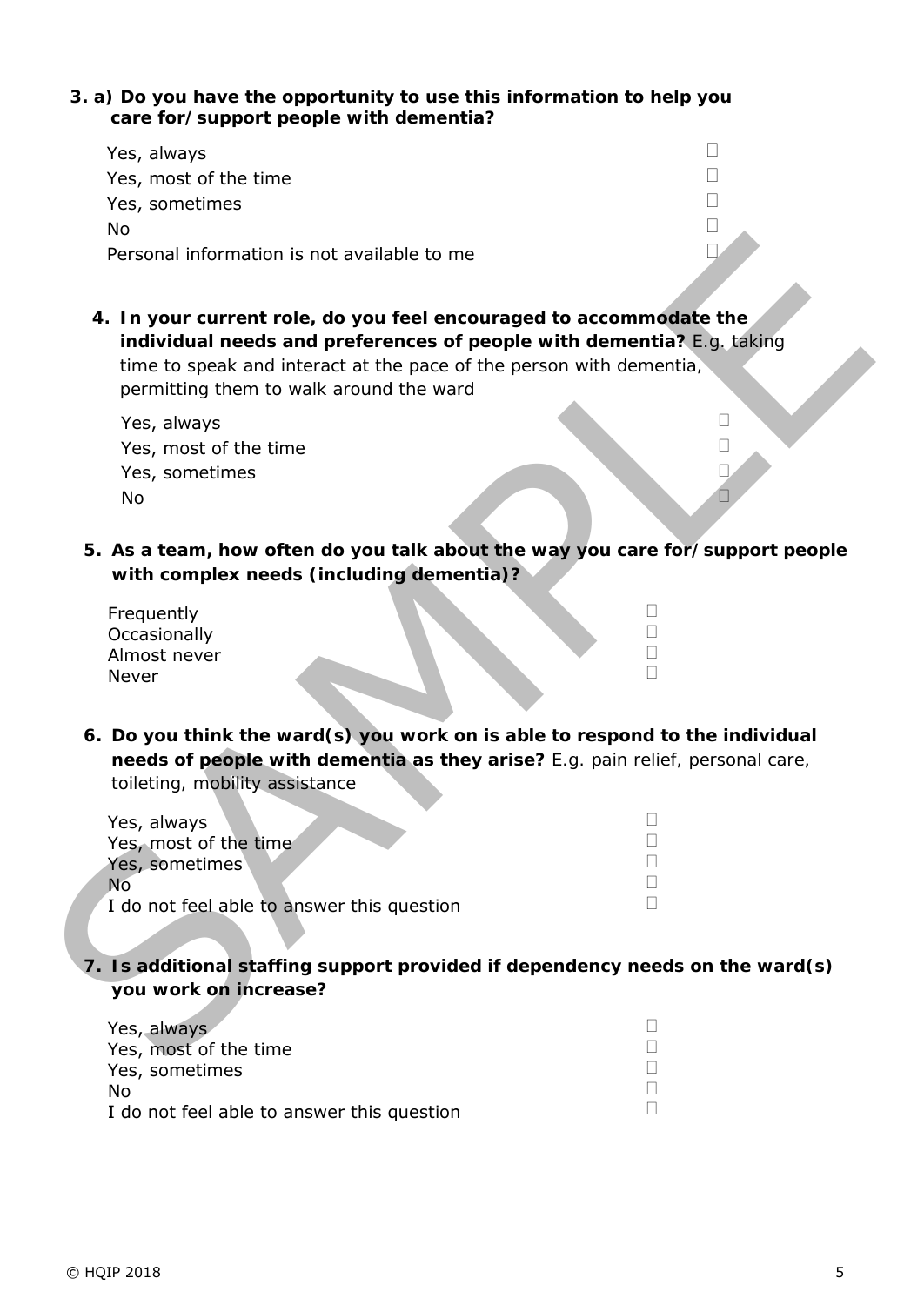**3. a) Do you have the opportunity to use this information to help you care for/support people with dementia?**

- Yes, always ☐
- Yes, most of the time ☐
- Yes, sometimes ☐
- No ☐
- Personal information is not available to me ☐

**4. In your current role, do you feel encouraged to accommodate the individual needs and preferences of people with dementia?** E.g. taking time to speak and interact at the pace of the person with dementia, permitting them to walk around the ward

- Yes, always ☐
- Yes, most of the time ☐
- Yes, sometimes ☐
- No ☐

**5. As a team, how often do you talk about the way you care for/support people with complex needs (including dementia)?**

- Frequently ☐
- Occasionally ☐
- Almost never ☐
- Never ☐

**6. Do you think the ward(s) you work on is able to respond to the individual needs of people with dementia as they arise?** E.g. pain relief, personal care, toileting, mobility assistance

- Yes, always ☐
- Yes, most of the time ☐
- Yes, sometimes ☐
- No ☐
- I do not feel able to answer this question ☐

**7. Is additional staffing support provided if dependency needs on the ward(s) you work on increase?**

- Yes, always ☐
- Yes, most of the time ☐
- Yes, sometimes ☐
- No ☐
- I do not feel able to answer this question ☐

© HQIP 2018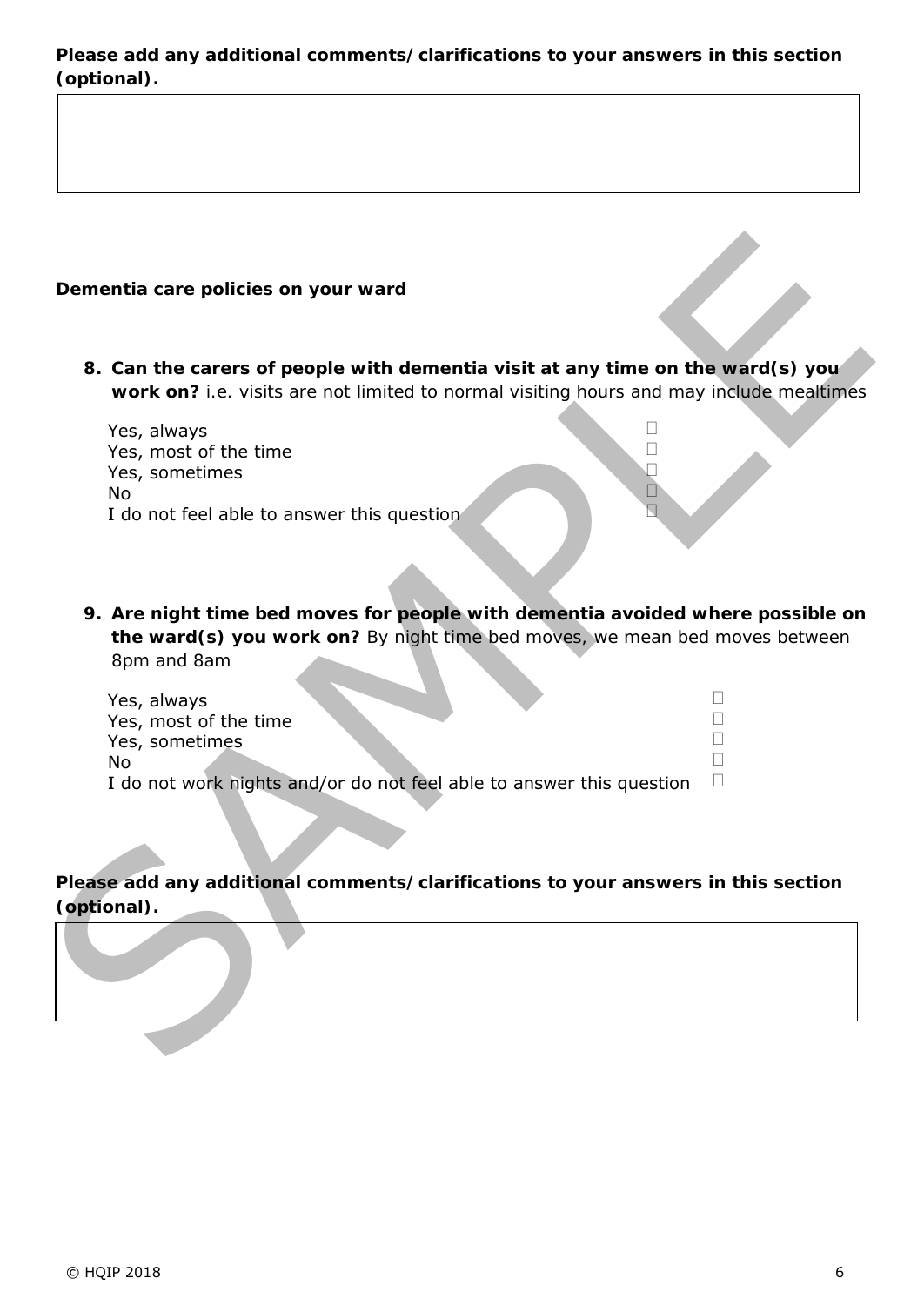**Please add any additional comments/clarifications to your answers in this section (optional).**

**Dementia care policies on your ward**

8. **Can the carers of people with dementia visit at any time on the ward(s) you work on?** i.e. visits are not limited to normal visiting hours and may include mealtimes

   Yes, always ☐
   Yes, most of the time ☐
   Yes, sometimes ☐
   No ☐
   I do not feel able to answer this question ☐

9. **Are night time bed moves for people with dementia avoided where possible on the ward(s) you work on?** By night time bed moves, we mean bed moves between 8pm and 8am

   Yes, always ☐
   Yes, most of the time ☐
   Yes, sometimes ☐
   No ☐
   I do not work nights and/or do not feel able to answer this question ☐

**Please add any additional comments/clarifications to your answers in this section (optional).**

© HQIP 2018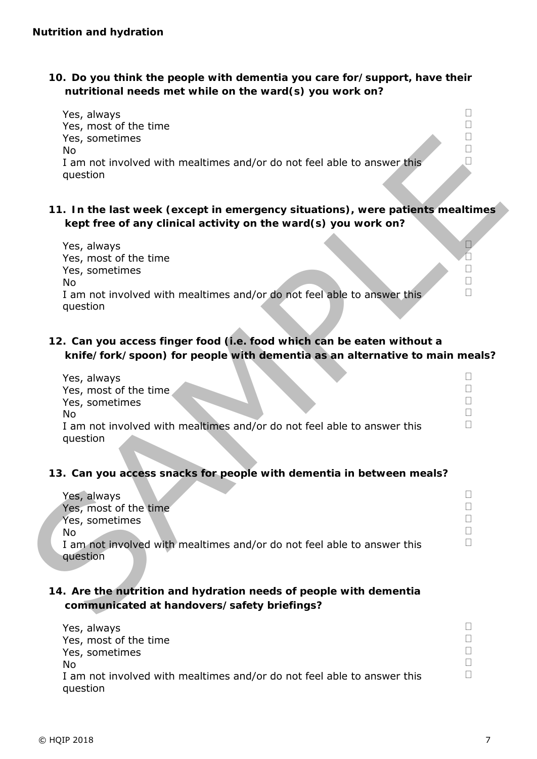## Nutrition and hydration

**10. Do you think the people with dementia you care for/support, have their nutritional needs met while on the ward(s) you work on?**

- Yes, always ☐
- Yes, most of the time ☐
- Yes, sometimes ☐
- No ☐
- I am not involved with mealtimes and/or do not feel able to answer this question ☐

**11. In the last week (except in emergency situations), were patients mealtimes kept free of any clinical activity on the ward(s) you work on?**

- Yes, always ☐
- Yes, most of the time ☐
- Yes, sometimes ☐
- No ☐
- I am not involved with mealtimes and/or do not feel able to answer this question ☐

**12. Can you access finger food (i.e. food which can be eaten without a knife/fork/spoon) for people with dementia as an alternative to main meals?**

- Yes, always ☐
- Yes, most of the time ☐
- Yes, sometimes ☐
- No ☐
- I am not involved with mealtimes and/or do not feel able to answer this question ☐

**13. Can you access snacks for people with dementia in between meals?**

- Yes, always ☐
- Yes, most of the time ☐
- Yes, sometimes ☐
- No ☐
- I am not involved with mealtimes and/or do not feel able to answer this question ☐

**14. Are the nutrition and hydration needs of people with dementia communicated at handovers/safety briefings?**

- Yes, always ☐
- Yes, most of the time ☐
- Yes, sometimes ☐
- No ☐
- I am not involved with mealtimes and/or do not feel able to answer this question ☐

© HQIP 2018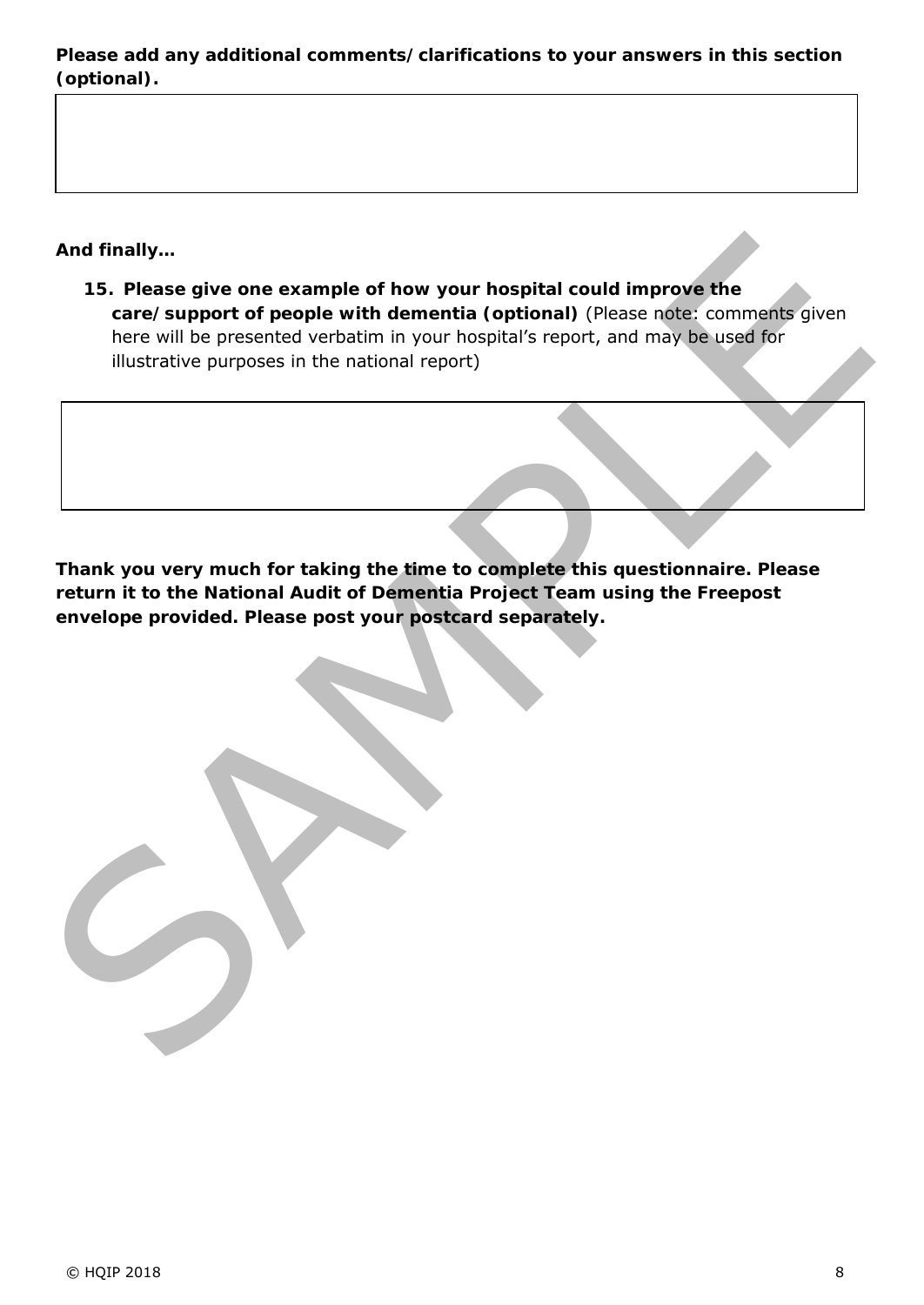**Please add any additional comments/clarifications to your answers in this section (optional).**

| |
|---|
| |

**And finally…**

15. **Please give one example of how your hospital could improve the care/support of people with dementia (optional)** (Please note: comments given here will be presented verbatim in your hospital's report, and may be used for illustrative purposes in the national report)

| |
|---|
| |

**Thank you very much for taking the time to complete this questionnaire. Please return it to the National Audit of Dementia Project Team using the Freepost envelope provided. Please post your postcard separately.**

SAMPLE

© HQIP 2018